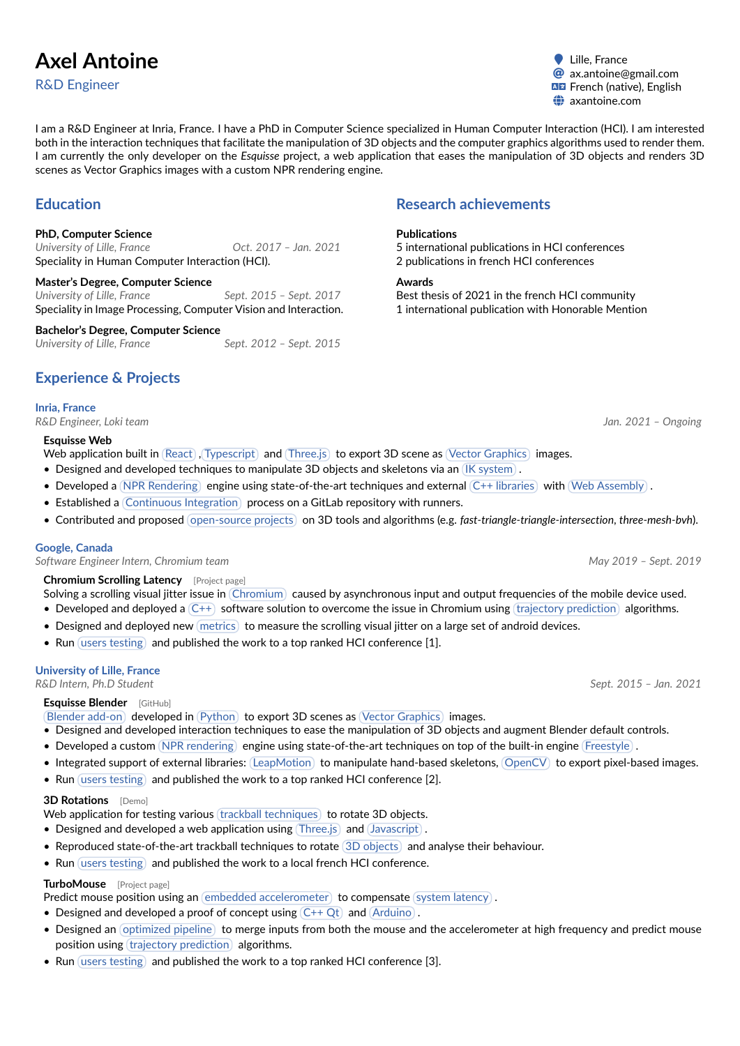# Axel Antoine

## R&D Engineer

Lille, France
ax.antoine@gmail.com
French (native), English
axantoine.com

I am a R&D Engineer at Inria, France. I have a PhD in Computer Science specialized in Human Computer Interaction (HCI). I am interested both in the interaction techniques that facilitate the manipulation of 3D objects and the computer graphics algorithms used to render them. I am currently the only developer on the *Esquisse* project, a web application that eases the manipulation of 3D objects and renders 3D scenes as Vector Graphics images with a custom NPR rendering engine.

## Education

**PhD, Computer Science**
*University of Lille, France* — *Oct. 2017 – Jan. 2021*
Speciality in Human Computer Interaction (HCI).

**Master's Degree, Computer Science**
*University of Lille, France* — *Sept. 2015 – Sept. 2017*
Speciality in Image Processing, Computer Vision and Interaction.

**Bachelor's Degree, Computer Science**
*University of Lille, France* — *Sept. 2012 – Sept. 2015*

## Research achievements

**Publications**
5 international publications in HCI conferences
2 publications in french HCI conferences

**Awards**
Best thesis of 2021 in the french HCI community
1 international publication with Honorable Mention

## Experience & Projects

### Inria, France

*R&D Engineer, Loki team* — *Jan. 2021 – Ongoing*

**Esquisse Web**
Web application built in React , Typescript and Three.js to export 3D scene as Vector Graphics images.

- Designed and developed techniques to manipulate 3D objects and skeletons via an IK system .
- Developed a NPR Rendering engine using state-of-the-art techniques and external C++ libraries with Web Assembly .
- Established a Continuous Integration process on a GitLab repository with runners.
- Contributed and proposed open-source projects on 3D tools and algorithms (e.g. *fast-triangle-triangle-intersection*, *three-mesh-bvh*).

### Google, Canada

*Software Engineer Intern, Chromium team* — *May 2019 – Sept. 2019*

**Chromium Scrolling Latency** [Project page]
Solving a scrolling visual jitter issue in Chromium caused by asynchronous input and output frequencies of the mobile device used.

- Developed and deployed a C++ software solution to overcome the issue in Chromium using trajectory prediction algorithms.
- Designed and deployed new metrics to measure the scrolling visual jitter on a large set of android devices.
- Run users testing and published the work to a top ranked HCI conference [1].

### University of Lille, France

*R&D Intern, Ph.D Student* — *Sept. 2015 – Jan. 2021*

**Esquisse Blender** [GitHub]
Blender add-on developed in Python to export 3D scenes as Vector Graphics images.

- Designed and developed interaction techniques to ease the manipulation of 3D objects and augment Blender default controls.
- Developed a custom NPR rendering engine using state-of-the-art techniques on top of the built-in engine Freestyle .
- Integrated support of external libraries: LeapMotion to manipulate hand-based skeletons, OpenCV to export pixel-based images.
- Run users testing and published the work to a top ranked HCI conference [2].

**3D Rotations** [Demo]
Web application for testing various trackball techniques to rotate 3D objects.

- Designed and developed a web application using Three.js and Javascript .
- Reproduced state-of-the-art trackball techniques to rotate 3D objects and analyse their behaviour.
- Run users testing and published the work to a local french HCI conference.

**TurboMouse** [Project page]
Predict mouse position using an embedded accelerometer to compensate system latency .

- Designed and developed a proof of concept using C++ Qt and Arduino .
- Designed an optimized pipeline to merge inputs from both the mouse and the accelerometer at high frequency and predict mouse position using trajectory prediction algorithms.
- Run users testing and published the work to a top ranked HCI conference [3].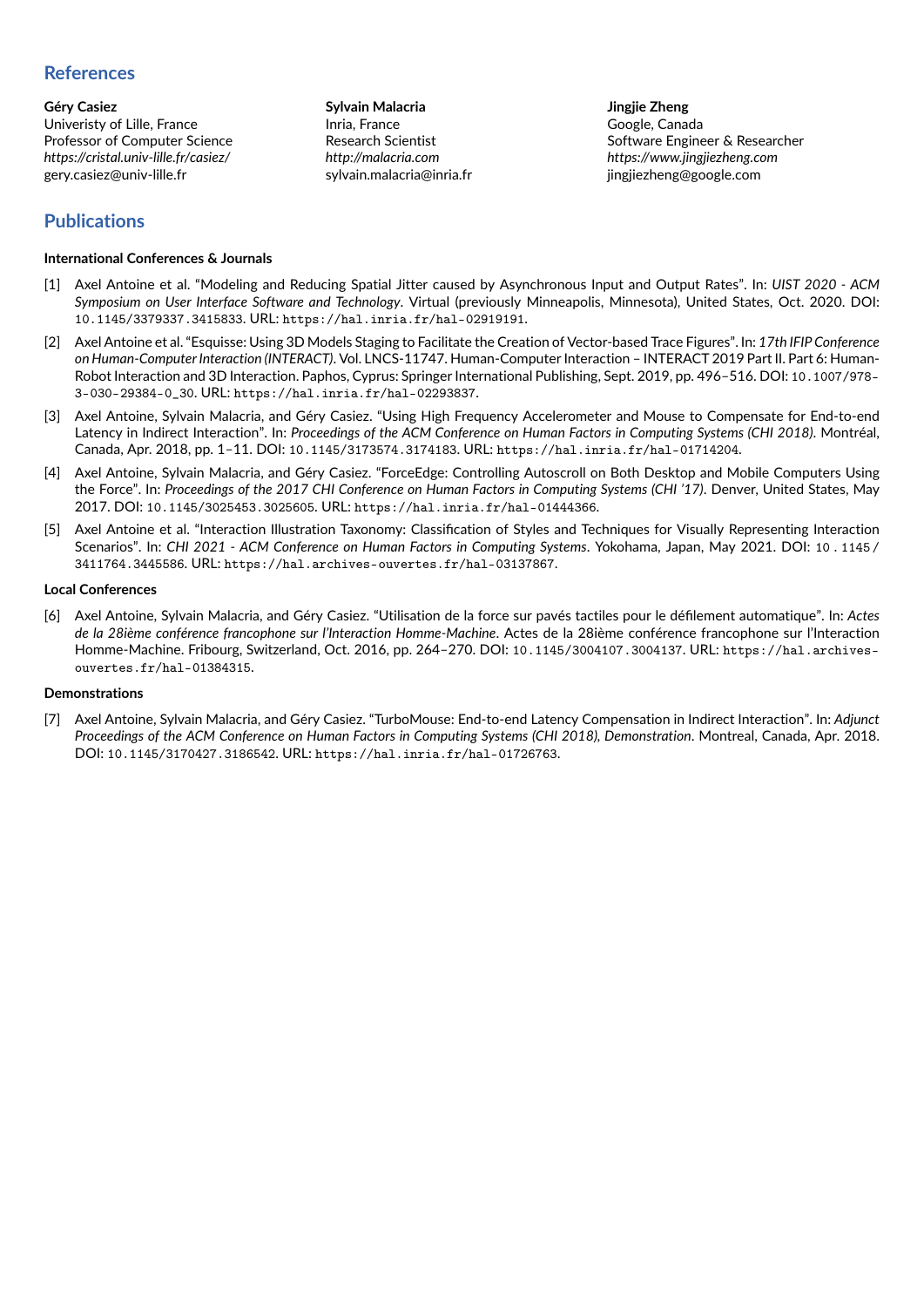## References

**Géry Casiez**
Univeristy of Lille, France
Professor of Computer Science
*https://cristal.univ-lille.fr/casiez/*
gery.casiez@univ-lille.fr

**Sylvain Malacria**
Inria, France
Research Scientist
*http://malacria.com*
sylvain.malacria@inria.fr

**Jingjie Zheng**
Google, Canada
Software Engineer & Researcher
*https://www.jingjiezheng.com*
jingjiezheng@google.com

## Publications

**International Conferences & Journals**

[1] Axel Antoine et al. "Modeling and Reducing Spatial Jitter caused by Asynchronous Input and Output Rates". In: *UIST 2020 - ACM Symposium on User Interface Software and Technology*. Virtual (previously Minneapolis, Minnesota), United States, Oct. 2020. DOI: `10.1145/3379337.3415833`. URL: `https://hal.inria.fr/hal-02919191`.

[2] Axel Antoine et al. "Esquisse: Using 3D Models Staging to Facilitate the Creation of Vector-based Trace Figures". In: *17th IFIP Conference on Human-Computer Interaction (INTERACT)*. Vol. LNCS-11747. Human-Computer Interaction – INTERACT 2019 Part II. Part 6: Human-Robot Interaction and 3D Interaction. Paphos, Cyprus: Springer International Publishing, Sept. 2019, pp. 496–516. DOI: `10.1007/978-3-030-29384-0_30`. URL: `https://hal.inria.fr/hal-02293837`.

[3] Axel Antoine, Sylvain Malacria, and Géry Casiez. "Using High Frequency Accelerometer and Mouse to Compensate for End-to-end Latency in Indirect Interaction". In: *Proceedings of the ACM Conference on Human Factors in Computing Systems (CHI 2018)*. Montréal, Canada, Apr. 2018, pp. 1–11. DOI: `10.1145/3173574.3174183`. URL: `https://hal.inria.fr/hal-01714204`.

[4] Axel Antoine, Sylvain Malacria, and Géry Casiez. "ForceEdge: Controlling Autoscroll on Both Desktop and Mobile Computers Using the Force". In: *Proceedings of the 2017 CHI Conference on Human Factors in Computing Systems (CHI '17)*. Denver, United States, May 2017. DOI: `10.1145/3025453.3025605`. URL: `https://hal.inria.fr/hal-01444366`.

[5] Axel Antoine et al. "Interaction Illustration Taxonomy: Classification of Styles and Techniques for Visually Representing Interaction Scenarios". In: *CHI 2021 - ACM Conference on Human Factors in Computing Systems*. Yokohama, Japan, May 2021. DOI: `10.1145/3411764.3445586`. URL: `https://hal.archives-ouvertes.fr/hal-03137867`.

**Local Conferences**

[6] Axel Antoine, Sylvain Malacria, and Géry Casiez. "Utilisation de la force sur pavés tactiles pour le défilement automatique". In: *Actes de la 28ième conférence francophone sur l'Interaction Homme-Machine*. Actes de la 28ième conférence francophone sur l'Interaction Homme-Machine. Fribourg, Switzerland, Oct. 2016, pp. 264–270. DOI: `10.1145/3004107.3004137`. URL: `https://hal.archives-ouvertes.fr/hal-01384315`.

**Demonstrations**

[7] Axel Antoine, Sylvain Malacria, and Géry Casiez. "TurboMouse: End-to-end Latency Compensation in Indirect Interaction". In: *Adjunct Proceedings of the ACM Conference on Human Factors in Computing Systems (CHI 2018), Demonstration*. Montreal, Canada, Apr. 2018. DOI: `10.1145/3170427.3186542`. URL: `https://hal.inria.fr/hal-01726763`.